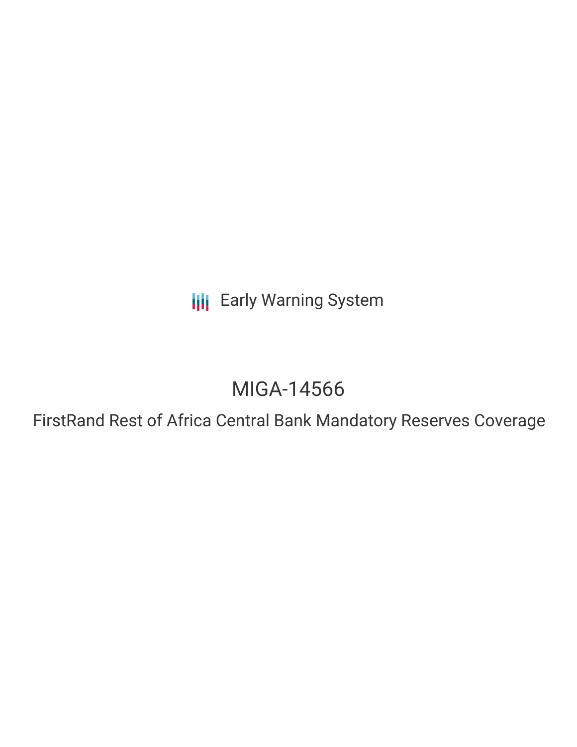Early Warning System

# MIGA-14566

## FirstRand Rest of Africa Central Bank Mandatory Reserves Coverage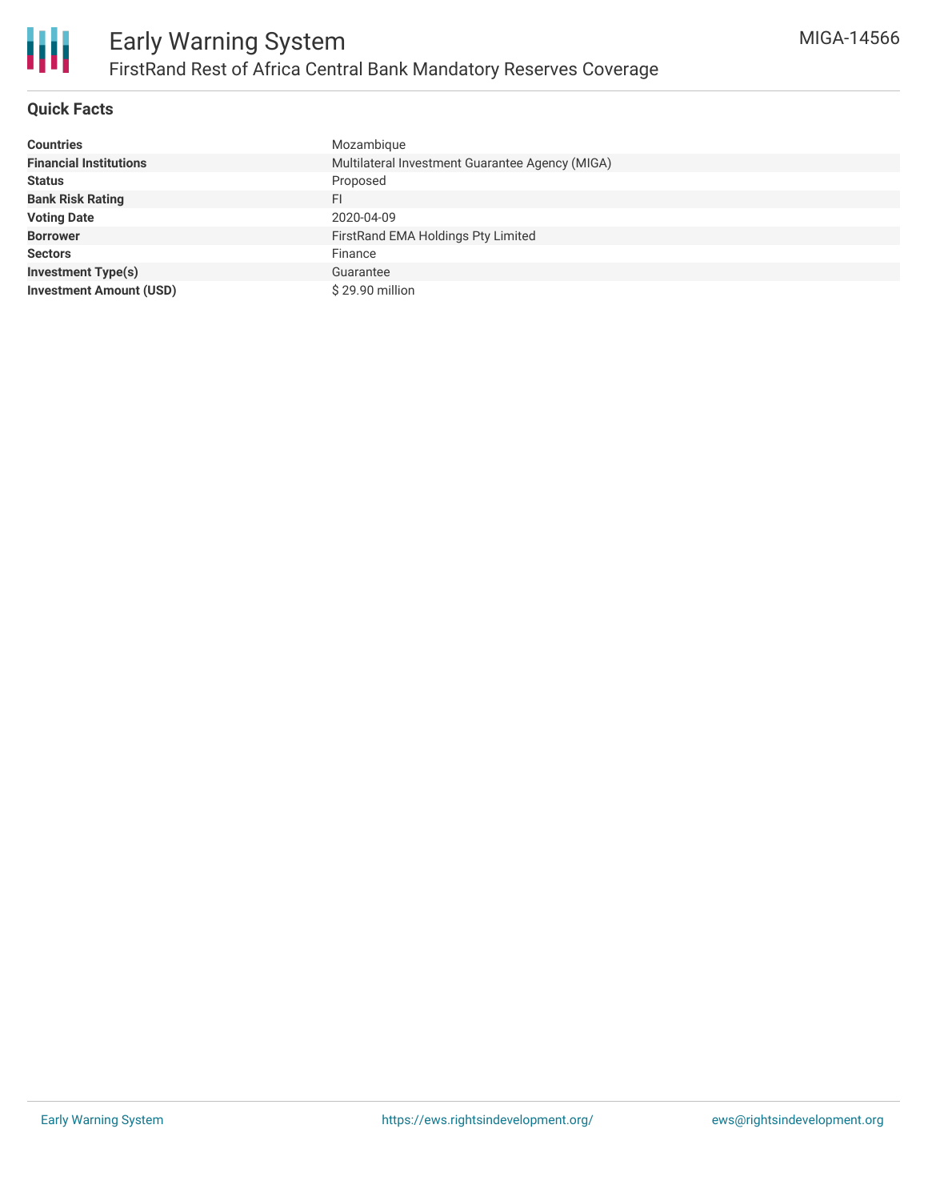# Early Warning System

## FirstRand Rest of Africa Central Bank Mandatory Reserves Coverage

MIGA-14566

### Quick Facts

| | |
|---|---|
| **Countries** | Mozambique |
| **Financial Institutions** | Multilateral Investment Guarantee Agency (MIGA) |
| **Status** | Proposed |
| **Bank Risk Rating** | FI |
| **Voting Date** | 2020-04-09 |
| **Borrower** | FirstRand EMA Holdings Pty Limited |
| **Sectors** | Finance |
| **Investment Type(s)** | Guarantee |
| **Investment Amount (USD)** | $ 29.90 million |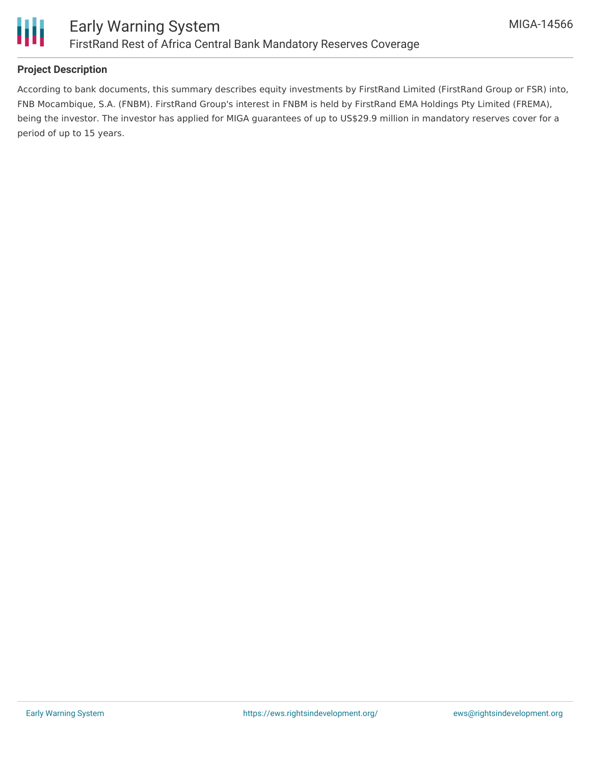### Project Description

According to bank documents, this summary describes equity investments by FirstRand Limited (FirstRand Group or FSR) into, FNB Mocambique, S.A. (FNBM). FirstRand Group's interest in FNBM is held by FirstRand EMA Holdings Pty Limited (FREMA), being the investor. The investor has applied for MIGA guarantees of up to US$29.9 million in mandatory reserves cover for a period of up to 15 years.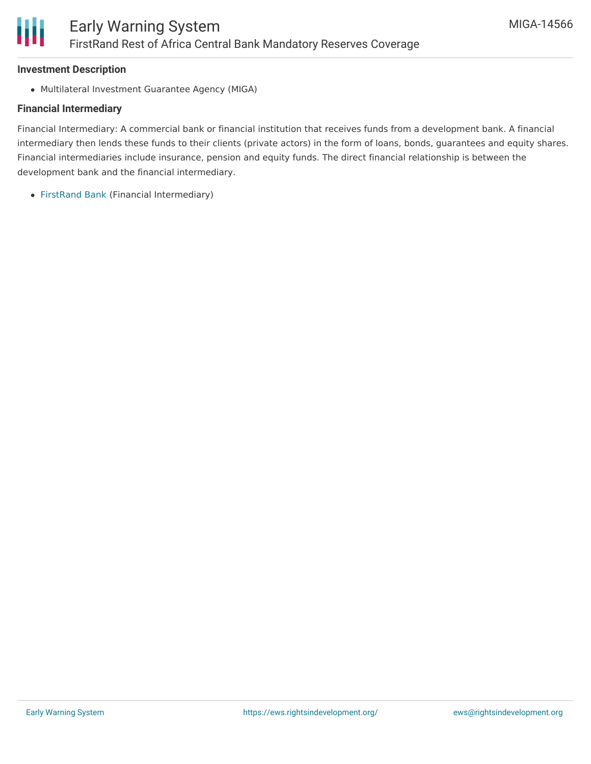### Investment Description

- Multilateral Investment Guarantee Agency (MIGA)

### Financial Intermediary

Financial Intermediary: A commercial bank or financial institution that receives funds from a development bank. A financial intermediary then lends these funds to their clients (private actors) in the form of loans, bonds, guarantees and equity shares. Financial intermediaries include insurance, pension and equity funds. The direct financial relationship is between the development bank and the financial intermediary.

- FirstRand Bank (Financial Intermediary)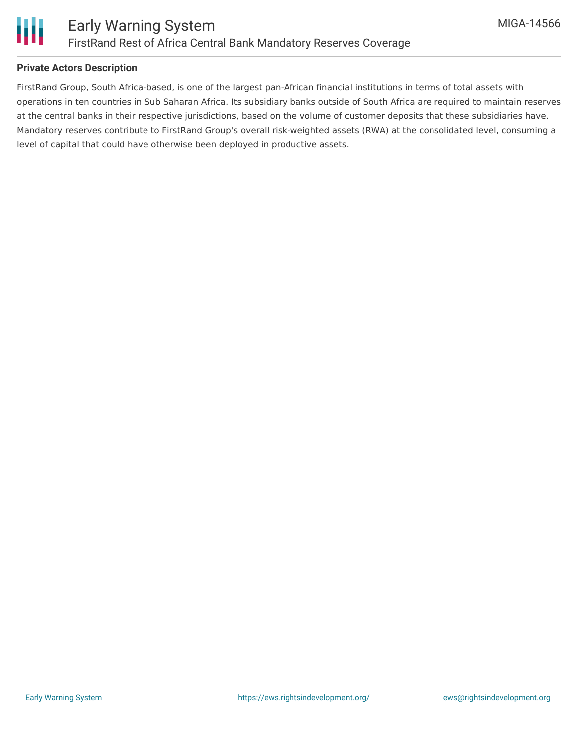**Private Actors Description**

FirstRand Group, South Africa-based, is one of the largest pan-African financial institutions in terms of total assets with operations in ten countries in Sub Saharan Africa. Its subsidiary banks outside of South Africa are required to maintain reserves at the central banks in their respective jurisdictions, based on the volume of customer deposits that these subsidiaries have. Mandatory reserves contribute to FirstRand Group's overall risk-weighted assets (RWA) at the consolidated level, consuming a level of capital that could have otherwise been deployed in productive assets.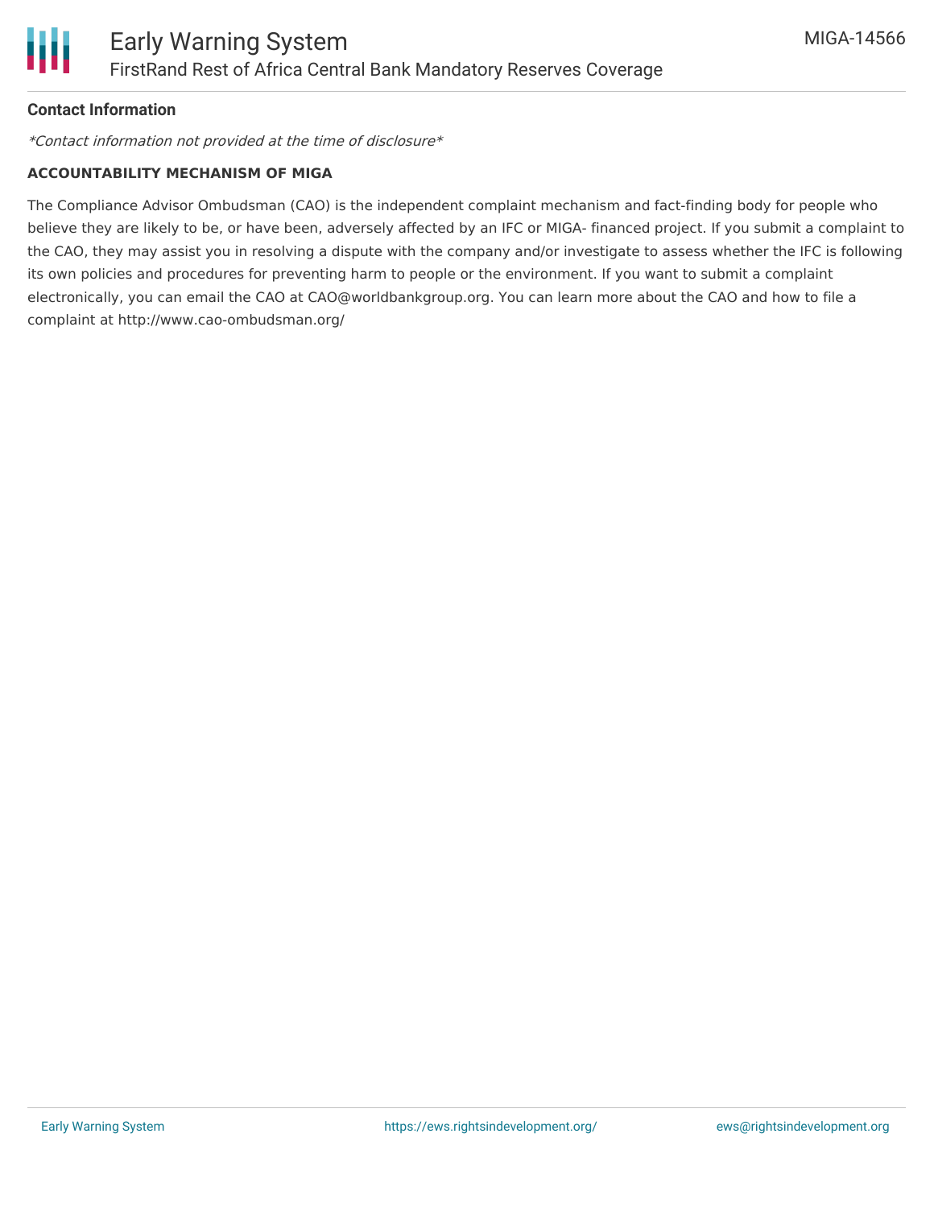**Contact Information**

*Contact information not provided at the time of disclosure*

**ACCOUNTABILITY MECHANISM OF MIGA**

The Compliance Advisor Ombudsman (CAO) is the independent complaint mechanism and fact-finding body for people who believe they are likely to be, or have been, adversely affected by an IFC or MIGA- financed project. If you submit a complaint to the CAO, they may assist you in resolving a dispute with the company and/or investigate to assess whether the IFC is following its own policies and procedures for preventing harm to people or the environment. If you want to submit a complaint electronically, you can email the CAO at CAO@worldbankgroup.org. You can learn more about the CAO and how to file a complaint at http://www.cao-ombudsman.org/